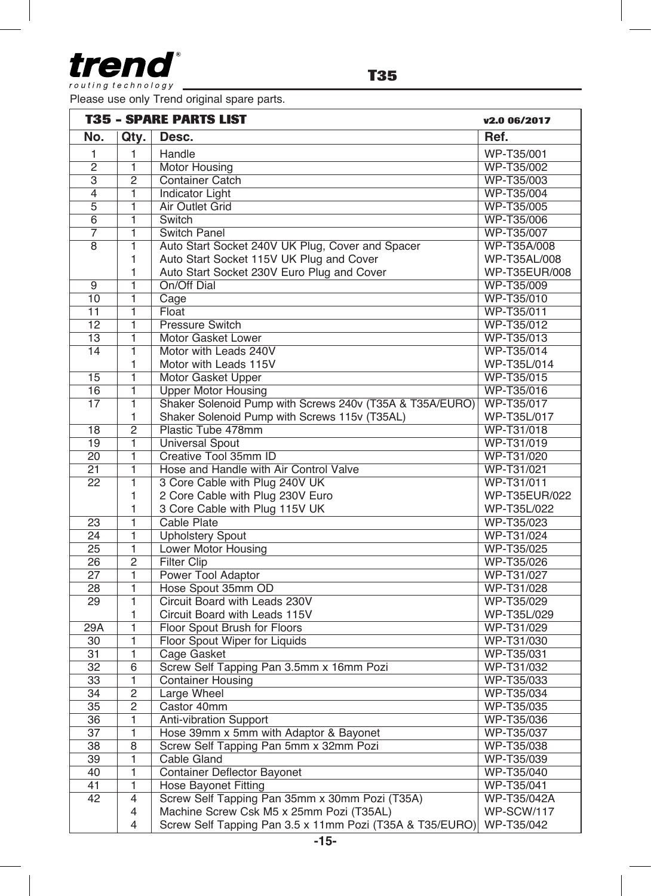**trend** routing technology

Please use only Trend original spare parts.

| T35 - SPARE PARTS LIST | | | v2.0 06/2017 |
|---|---|---|---|
| **No.** | **Qty.** | **Desc.** | **Ref.** |
| 1 | 1 | Handle | WP-T35/001 |
| 2 | 1 | Motor Housing | WP-T35/002 |
| 3 | 2 | Container Catch | WP-T35/003 |
| 4 | 1 | Indicator Light | WP-T35/004 |
| 5 | 1 | Air Outlet Grid | WP-T35/005 |
| 6 | 1 | Switch | WP-T35/006 |
| 7 | 1 | Switch Panel | WP-T35/007 |
| 8 | 1 | Auto Start Socket 240V UK Plug, Cover and Spacer | WP-T35A/008 |
| | 1 | Auto Start Socket 115V UK Plug and Cover | WP-T35AL/008 |
| | 1 | Auto Start Socket 230V Euro Plug and Cover | WP-T35EUR/008 |
| 9 | 1 | On/Off Dial | WP-T35/009 |
| 10 | 1 | Cage | WP-T35/010 |
| 11 | 1 | Float | WP-T35/011 |
| 12 | 1 | Pressure Switch | WP-T35/012 |
| 13 | 1 | Motor Gasket Lower | WP-T35/013 |
| 14 | 1 | Motor with Leads 240V | WP-T35/014 |
| | 1 | Motor with Leads 115V | WP-T35L/014 |
| 15 | 1 | Motor Gasket Upper | WP-T35/015 |
| 16 | 1 | Upper Motor Housing | WP-T35/016 |
| 17 | 1 | Shaker Solenoid Pump with Screws 240v (T35A & T35A/EURO) | WP-T35/017 |
| | 1 | Shaker Solenoid Pump with Screws 115v (T35AL) | WP-T35L/017 |
| 18 | 2 | Plastic Tube 478mm | WP-T31/018 |
| 19 | 1 | Universal Spout | WP-T31/019 |
| 20 | 1 | Creative Tool 35mm ID | WP-T31/020 |
| 21 | 1 | Hose and Handle with Air Control Valve | WP-T31/021 |
| 22 | 1 | 3 Core Cable with Plug 240V UK | WP-T31/011 |
| | 1 | 2 Core Cable with Plug 230V Euro | WP-T35EUR/022 |
| | 1 | 3 Core Cable with Plug 115V UK | WP-T35L/022 |
| 23 | 1 | Cable Plate | WP-T35/023 |
| 24 | 1 | Upholstery Spout | WP-T31/024 |
| 25 | 1 | Lower Motor Housing | WP-T35/025 |
| 26 | 2 | Filter Clip | WP-T35/026 |
| 27 | 1 | Power Tool Adaptor | WP-T31/027 |
| 28 | 1 | Hose Spout 35mm OD | WP-T31/028 |
| 29 | 1 | Circuit Board with Leads 230V | WP-T35/029 |
| | 1 | Circuit Board with Leads 115V | WP-T35L/029 |
| 29A | 1 | Floor Spout Brush for Floors | WP-T31/029 |
| 30 | 1 | Floor Spout Wiper for Liquids | WP-T31/030 |
| 31 | 1 | Cage Gasket | WP-T35/031 |
| 32 | 6 | Screw Self Tapping Pan 3.5mm x 16mm Pozi | WP-T31/032 |
| 33 | 1 | Container Housing | WP-T35/033 |
| 34 | 2 | Large Wheel | WP-T35/034 |
| 35 | 2 | Castor 40mm | WP-T35/035 |
| 36 | 1 | Anti-vibration Support | WP-T35/036 |
| 37 | 1 | Hose 39mm x 5mm with Adaptor & Bayonet | WP-T35/037 |
| 38 | 8 | Screw Self Tapping Pan 5mm x 32mm Pozi | WP-T35/038 |
| 39 | 1 | Cable Gland | WP-T35/039 |
| 40 | 1 | Container Deflector Bayonet | WP-T35/040 |
| 41 | 1 | Hose Bayonet Fitting | WP-T35/041 |
| 42 | 4 | Screw Self Tapping Pan 35mm x 30mm Pozi (T35A) | WP-T35/042A |
| | 4 | Machine Screw Csk M5 x 25mm Pozi (T35AL) | WP-SCW/117 |
| | 4 | Screw Self Tapping Pan 3.5 x 11mm Pozi (T35A & T35/EURO) | WP-T35/042 |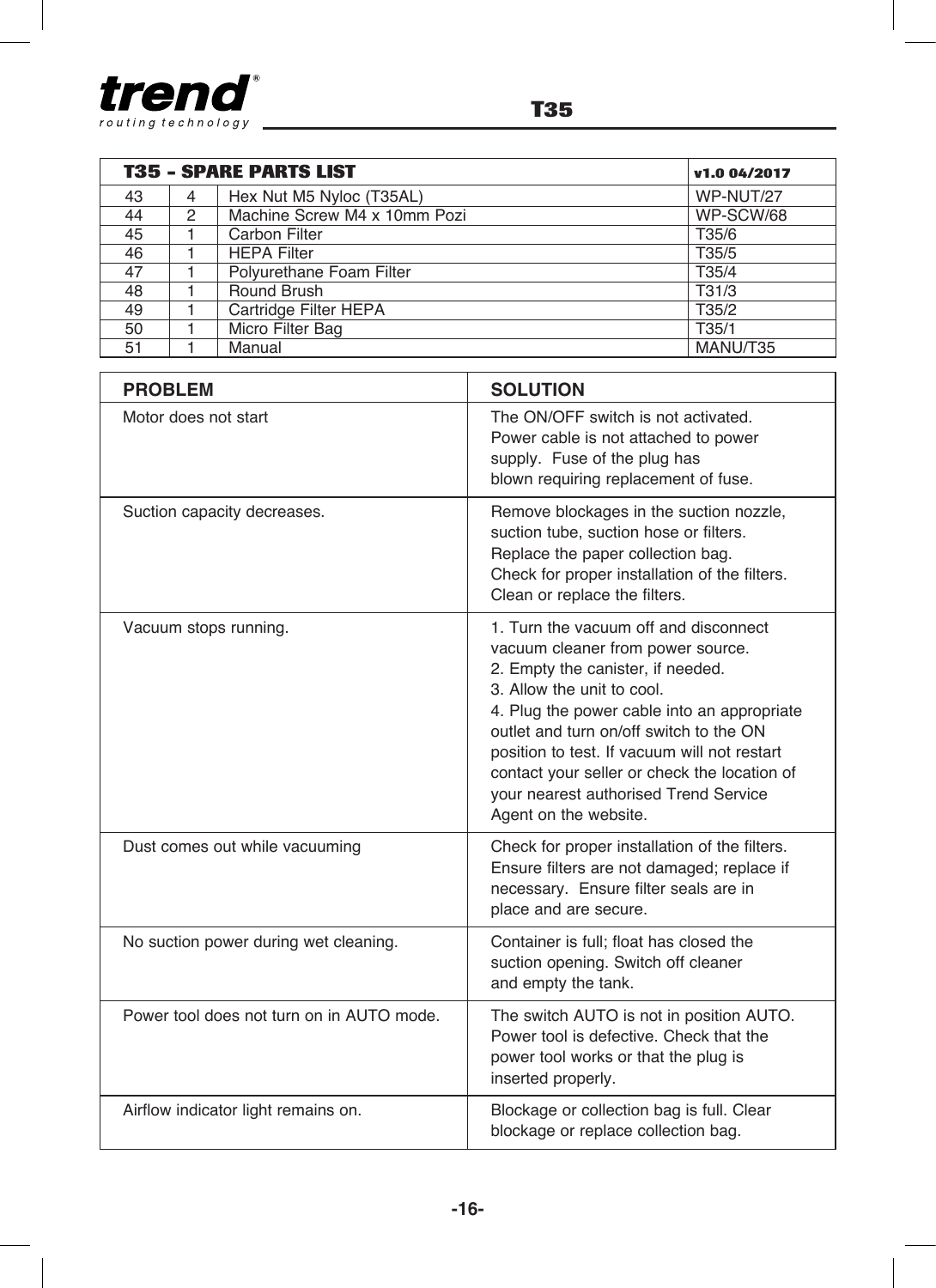| T35 – SPARE PARTS LIST | | | v1.0 04/2017 |
|---|---|---|---|
| 43 | 4 | Hex Nut M5 Nyloc (T35AL) | WP-NUT/27 |
| 44 | 2 | Machine Screw M4 x 10mm Pozi | WP-SCW/68 |
| 45 | 1 | Carbon Filter | T35/6 |
| 46 | 1 | HEPA Filter | T35/5 |
| 47 | 1 | Polyurethane Foam Filter | T35/4 |
| 48 | 1 | Round Brush | T31/3 |
| 49 | 1 | Cartridge Filter HEPA | T35/2 |
| 50 | 1 | Micro Filter Bag | T35/1 |
| 51 | 1 | Manual | MANU/T35 |

| PROBLEM | SOLUTION |
|---|---|
| Motor does not start | The ON/OFF switch is not activated. Power cable is not attached to power supply. Fuse of the plug has blown requiring replacement of fuse. |
| Suction capacity decreases. | Remove blockages in the suction nozzle, suction tube, suction hose or filters. Replace the paper collection bag. Check for proper installation of the filters. Clean or replace the filters. |
| Vacuum stops running. | 1. Turn the vacuum off and disconnect vacuum cleaner from power source. 2. Empty the canister, if needed. 3. Allow the unit to cool. 4. Plug the power cable into an appropriate outlet and turn on/off switch to the ON position to test. If vacuum will not restart contact your seller or check the location of your nearest authorised Trend Service Agent on the website. |
| Dust comes out while vacuuming | Check for proper installation of the filters. Ensure filters are not damaged; replace if necessary. Ensure filter seals are in place and are secure. |
| No suction power during wet cleaning. | Container is full; float has closed the suction opening. Switch off cleaner and empty the tank. |
| Power tool does not turn on in AUTO mode. | The switch AUTO is not in position AUTO. Power tool is defective. Check that the power tool works or that the plug is inserted properly. |
| Airflow indicator light remains on. | Blockage or collection bag is full. Clear blockage or replace collection bag. |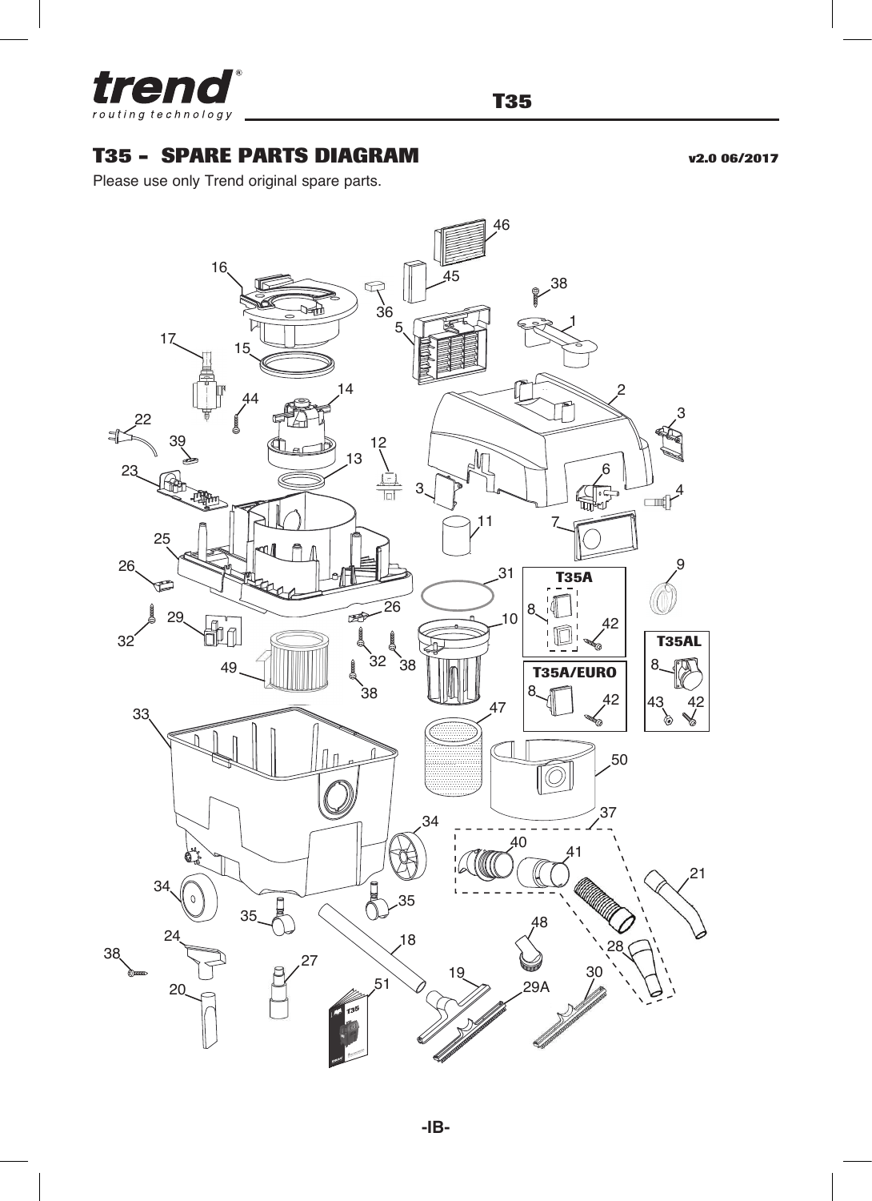# T35 – SPARE PARTS DIAGRAM

v2.0 06/2017

Please use only Trend original spare parts.

46
16
45
38
36
5
1
17
15
14
2
44
22
3
39
12
13
6
23
3
4
11
7
25
31
9
26
T35A
26
8
10
29
42
T35AL
32
32
38
49
38
T35A/EURO
8
8
42
43
42
33
47
50
37
34
40
41
21
34
35
35
48
24
18
28
38
27
51
19
30
20
29A